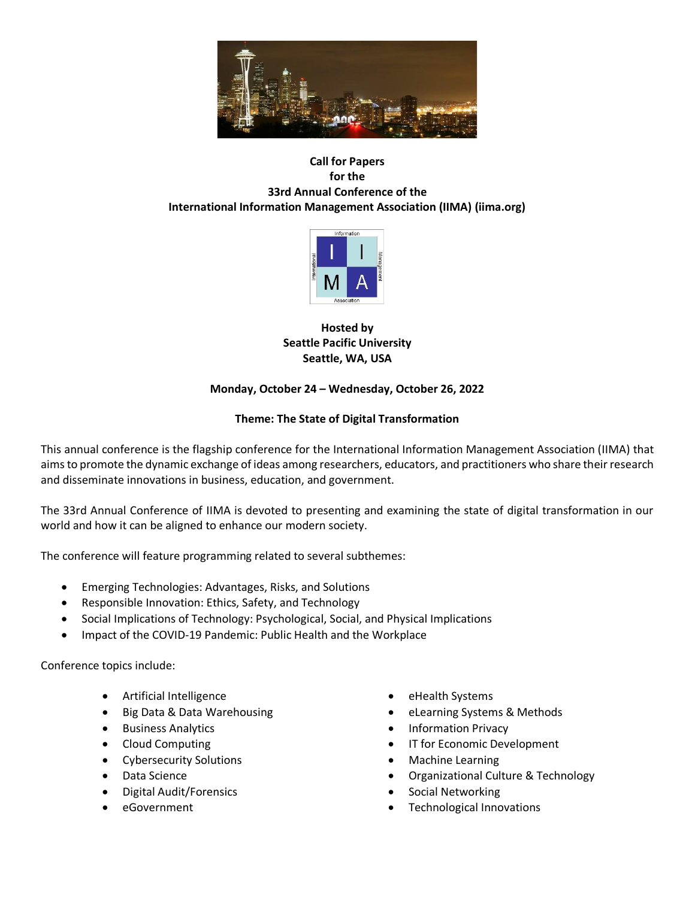**Call for Papers**
**for the**
**33rd Annual Conference of the**
**International Information Management Association (IIMA) (iima.org)**

**Hosted by**
**Seattle Pacific University**
**Seattle, WA, USA**

**Monday, October 24 – Wednesday, October 26, 2022**

**Theme: The State of Digital Transformation**

This annual conference is the flagship conference for the International Information Management Association (IIMA) that aims to promote the dynamic exchange of ideas among researchers, educators, and practitioners who share their research and disseminate innovations in business, education, and government.

The 33rd Annual Conference of IIMA is devoted to presenting and examining the state of digital transformation in our world and how it can be aligned to enhance our modern society.

The conference will feature programming related to several subthemes:

- Emerging Technologies: Advantages, Risks, and Solutions
- Responsible Innovation: Ethics, Safety, and Technology
- Social Implications of Technology: Psychological, Social, and Physical Implications
- Impact of the COVID-19 Pandemic: Public Health and the Workplace

Conference topics include:

- Artificial Intelligence
- Big Data & Data Warehousing
- Business Analytics
- Cloud Computing
- Cybersecurity Solutions
- Data Science
- Digital Audit/Forensics
- eGovernment
- eHealth Systems
- eLearning Systems & Methods
- Information Privacy
- IT for Economic Development
- Machine Learning
- Organizational Culture & Technology
- Social Networking
- Technological Innovations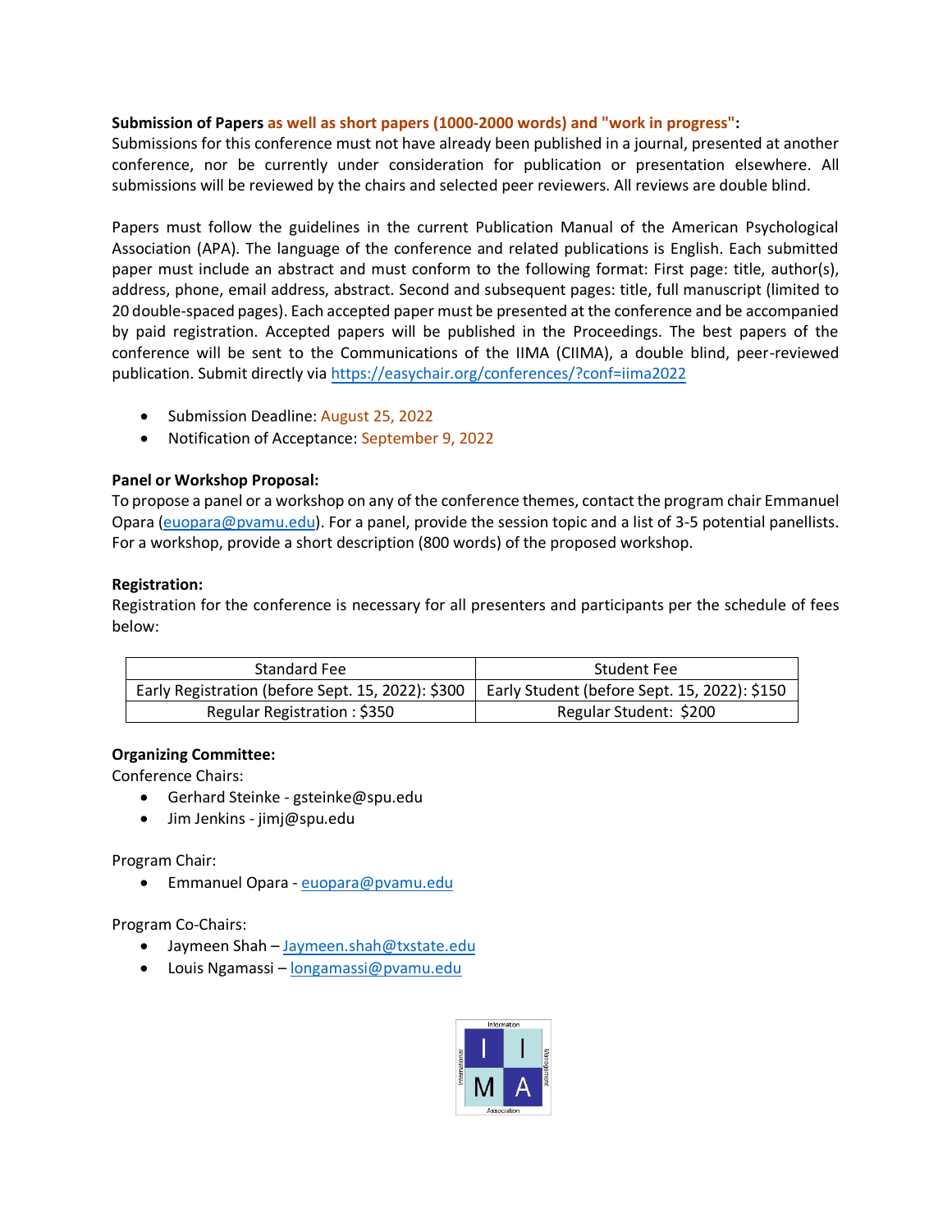**Submission of Papers as well as short papers (1000-2000 words) and "work in progress":**
Submissions for this conference must not have already been published in a journal, presented at another conference, nor be currently under consideration for publication or presentation elsewhere. All submissions will be reviewed by the chairs and selected peer reviewers. All reviews are double blind.

Papers must follow the guidelines in the current Publication Manual of the American Psychological Association (APA). The language of the conference and related publications is English. Each submitted paper must include an abstract and must conform to the following format: First page: title, author(s), address, phone, email address, abstract. Second and subsequent pages: title, full manuscript (limited to 20 double-spaced pages). Each accepted paper must be presented at the conference and be accompanied by paid registration. Accepted papers will be published in the Proceedings. The best papers of the conference will be sent to the Communications of the IIMA (CIIMA), a double blind, peer-reviewed publication. Submit directly via https://easychair.org/conferences/?conf=iima2022

- Submission Deadline: August 25, 2022
- Notification of Acceptance: September 9, 2022

**Panel or Workshop Proposal:**
To propose a panel or a workshop on any of the conference themes, contact the program chair Emmanuel Opara (euopara@pvamu.edu). For a panel, provide the session topic and a list of 3-5 potential panellists. For a workshop, provide a short description (800 words) of the proposed workshop.

**Registration:**
Registration for the conference is necessary for all presenters and participants per the schedule of fees below:

| Standard Fee | Student Fee |
|---|---|
| Early Registration (before Sept. 15, 2022): $300 | Early Student (before Sept. 15, 2022): $150 |
| Regular Registration : $350 | Regular Student: $200 |

**Organizing Committee:**
Conference Chairs:

- Gerhard Steinke - gsteinke@spu.edu
- Jim Jenkins - jimj@spu.edu

Program Chair:

- Emmanuel Opara - euopara@pvamu.edu

Program Co-Chairs:

- Jaymeen Shah – Jaymeen.shah@txstate.edu
- Louis Ngamassi – longamassi@pvamu.edu